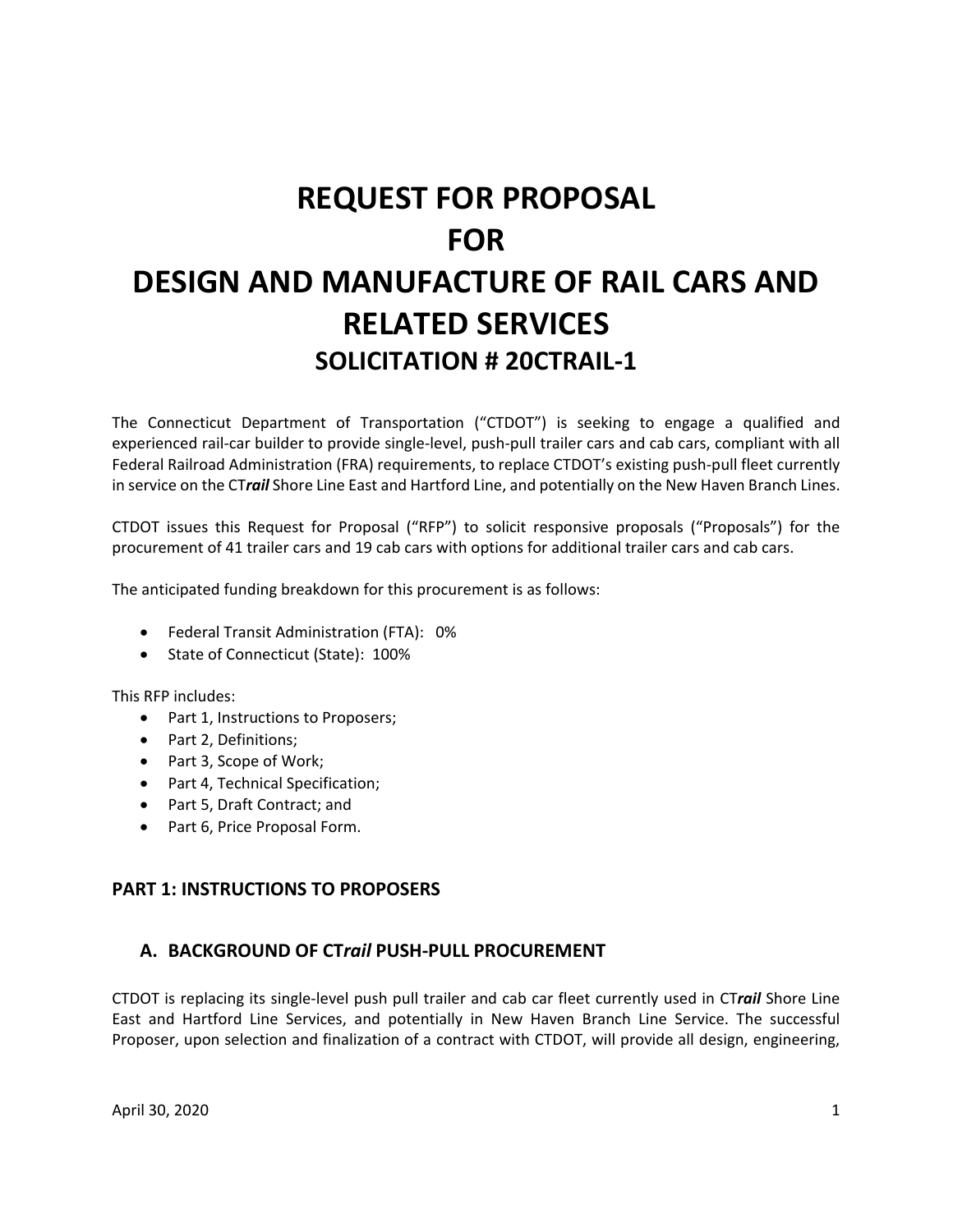# REQUEST FOR PROPOSAL
# FOR
# DESIGN AND MANUFACTURE OF RAIL CARS AND RELATED SERVICES
## SOLICITATION # 20CTRAIL-1

The Connecticut Department of Transportation ("CTDOT") is seeking to engage a qualified and experienced rail-car builder to provide single-level, push-pull trailer cars and cab cars, compliant with all Federal Railroad Administration (FRA) requirements, to replace CTDOT's existing push-pull fleet currently in service on the CT***rail*** Shore Line East and Hartford Line, and potentially on the New Haven Branch Lines.

CTDOT issues this Request for Proposal ("RFP") to solicit responsive proposals ("Proposals") for the procurement of 41 trailer cars and 19 cab cars with options for additional trailer cars and cab cars.

The anticipated funding breakdown for this procurement is as follows:

- Federal Transit Administration (FTA): 0%
- State of Connecticut (State): 100%

This RFP includes:

- Part 1, Instructions to Proposers;
- Part 2, Definitions;
- Part 3, Scope of Work;
- Part 4, Technical Specification;
- Part 5, Draft Contract; and
- Part 6, Price Proposal Form.

## PART 1: INSTRUCTIONS TO PROPOSERS

### A. BACKGROUND OF CT*rail* PUSH-PULL PROCUREMENT

CTDOT is replacing its single-level push pull trailer and cab car fleet currently used in CT***rail*** Shore Line East and Hartford Line Services, and potentially in New Haven Branch Line Service. The successful Proposer, upon selection and finalization of a contract with CTDOT, will provide all design, engineering,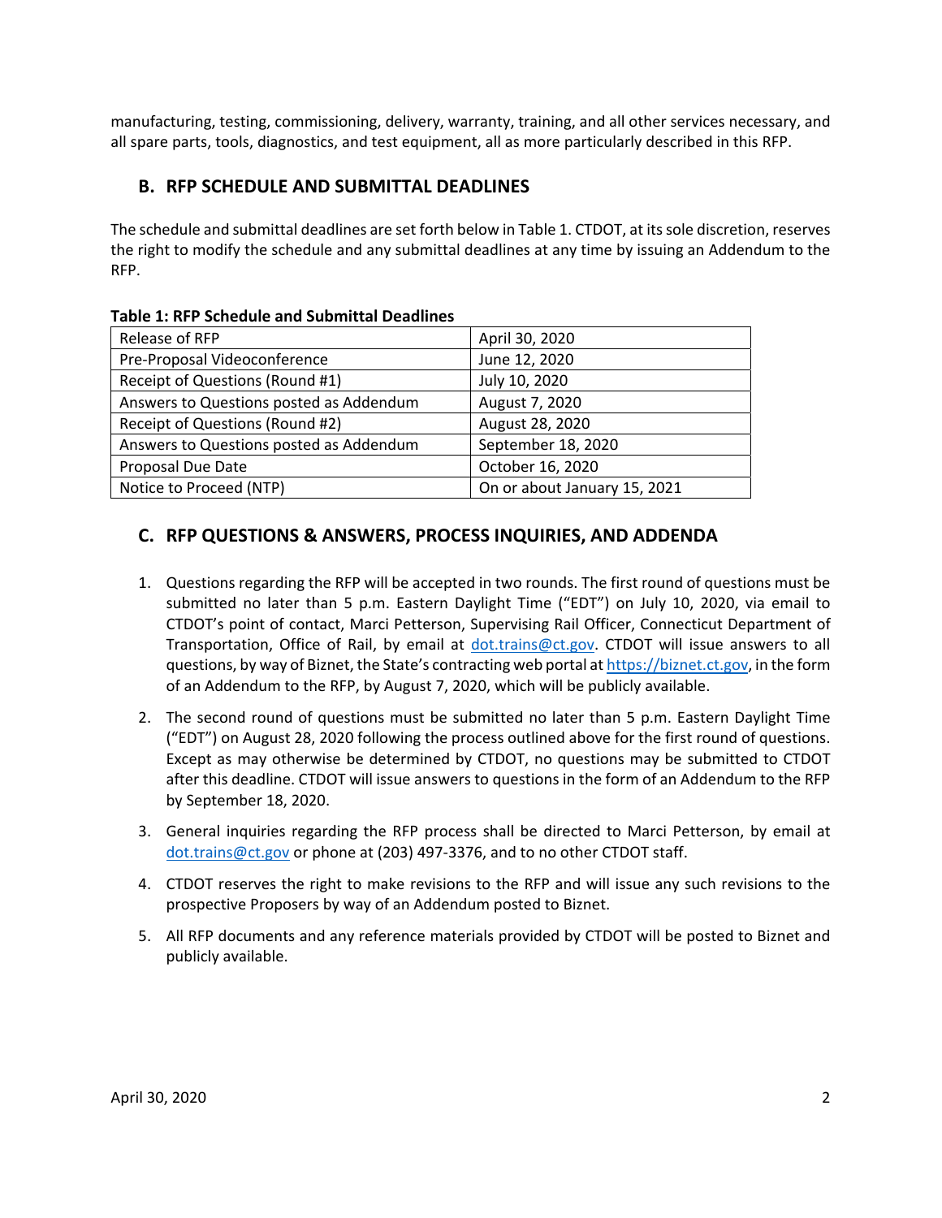manufacturing, testing, commissioning, delivery, warranty, training, and all other services necessary, and all spare parts, tools, diagnostics, and test equipment, all as more particularly described in this RFP.

## B. RFP SCHEDULE AND SUBMITTAL DEADLINES

The schedule and submittal deadlines are set forth below in Table 1. CTDOT, at its sole discretion, reserves the right to modify the schedule and any submittal deadlines at any time by issuing an Addendum to the RFP.

**Table 1: RFP Schedule and Submittal Deadlines**

| | |
|---|---|
| Release of RFP | April 30, 2020 |
| Pre-Proposal Videoconference | June 12, 2020 |
| Receipt of Questions (Round #1) | July 10, 2020 |
| Answers to Questions posted as Addendum | August 7, 2020 |
| Receipt of Questions (Round #2) | August 28, 2020 |
| Answers to Questions posted as Addendum | September 18, 2020 |
| Proposal Due Date | October 16, 2020 |
| Notice to Proceed (NTP) | On or about January 15, 2021 |

## C. RFP QUESTIONS & ANSWERS, PROCESS INQUIRIES, AND ADDENDA

1. Questions regarding the RFP will be accepted in two rounds. The first round of questions must be submitted no later than 5 p.m. Eastern Daylight Time ("EDT") on July 10, 2020, via email to CTDOT's point of contact, Marci Petterson, Supervising Rail Officer, Connecticut Department of Transportation, Office of Rail, by email at dot.trains@ct.gov. CTDOT will issue answers to all questions, by way of Biznet, the State's contracting web portal at https://biznet.ct.gov, in the form of an Addendum to the RFP, by August 7, 2020, which will be publicly available.

2. The second round of questions must be submitted no later than 5 p.m. Eastern Daylight Time ("EDT") on August 28, 2020 following the process outlined above for the first round of questions. Except as may otherwise be determined by CTDOT, no questions may be submitted to CTDOT after this deadline. CTDOT will issue answers to questions in the form of an Addendum to the RFP by September 18, 2020.

3. General inquiries regarding the RFP process shall be directed to Marci Petterson, by email at dot.trains@ct.gov or phone at (203) 497-3376, and to no other CTDOT staff.

4. CTDOT reserves the right to make revisions to the RFP and will issue any such revisions to the prospective Proposers by way of an Addendum posted to Biznet.

5. All RFP documents and any reference materials provided by CTDOT will be posted to Biznet and publicly available.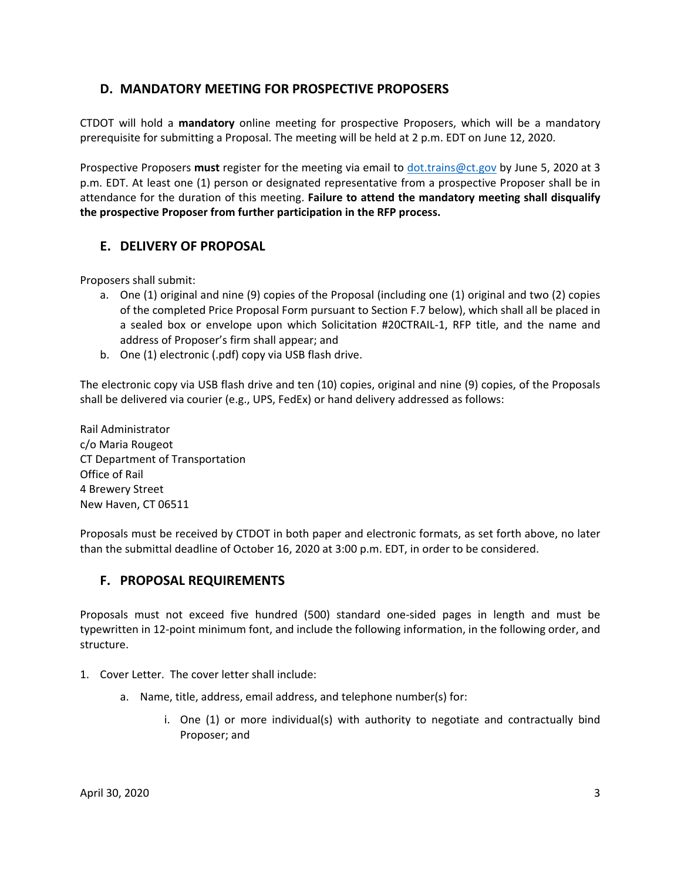## D. MANDATORY MEETING FOR PROSPECTIVE PROPOSERS

CTDOT will hold a **mandatory** online meeting for prospective Proposers, which will be a mandatory prerequisite for submitting a Proposal. The meeting will be held at 2 p.m. EDT on June 12, 2020.

Prospective Proposers **must** register for the meeting via email to dot.trains@ct.gov by June 5, 2020 at 3 p.m. EDT. At least one (1) person or designated representative from a prospective Proposer shall be in attendance for the duration of this meeting. **Failure to attend the mandatory meeting shall disqualify the prospective Proposer from further participation in the RFP process.**

## E. DELIVERY OF PROPOSAL

Proposers shall submit:

a. One (1) original and nine (9) copies of the Proposal (including one (1) original and two (2) copies of the completed Price Proposal Form pursuant to Section F.7 below), which shall all be placed in a sealed box or envelope upon which Solicitation #20CTRAIL-1, RFP title, and the name and address of Proposer's firm shall appear; and
b. One (1) electronic (.pdf) copy via USB flash drive.

The electronic copy via USB flash drive and ten (10) copies, original and nine (9) copies, of the Proposals shall be delivered via courier (e.g., UPS, FedEx) or hand delivery addressed as follows:

Rail Administrator  
c/o Maria Rougeot  
CT Department of Transportation  
Office of Rail  
4 Brewery Street  
New Haven, CT 06511

Proposals must be received by CTDOT in both paper and electronic formats, as set forth above, no later than the submittal deadline of October 16, 2020 at 3:00 p.m. EDT, in order to be considered.

## F. PROPOSAL REQUIREMENTS

Proposals must not exceed five hundred (500) standard one-sided pages in length and must be typewritten in 12-point minimum font, and include the following information, in the following order, and structure.

1. Cover Letter. The cover letter shall include:
    a. Name, title, address, email address, and telephone number(s) for:
        i. One (1) or more individual(s) with authority to negotiate and contractually bind Proposer; and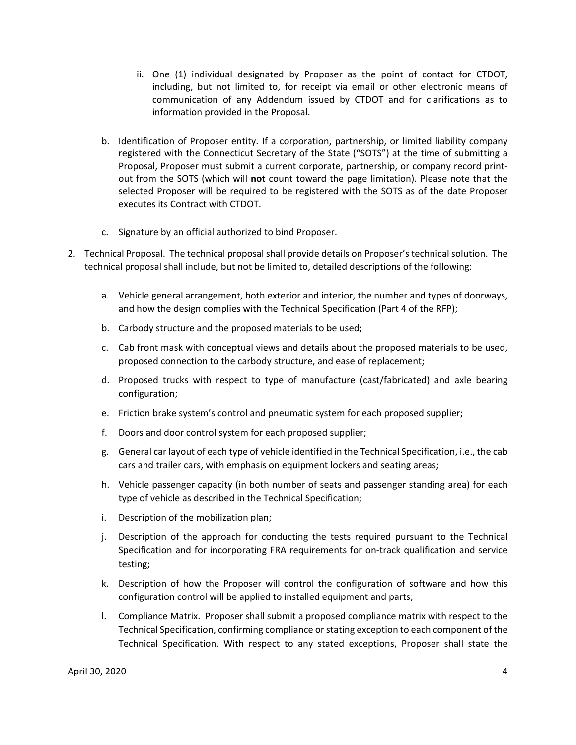ii. One (1) individual designated by Proposer as the point of contact for CTDOT, including, but not limited to, for receipt via email or other electronic means of communication of any Addendum issued by CTDOT and for clarifications as to information provided in the Proposal.

b. Identification of Proposer entity. If a corporation, partnership, or limited liability company registered with the Connecticut Secretary of the State ("SOTS") at the time of submitting a Proposal, Proposer must submit a current corporate, partnership, or company record print-out from the SOTS (which will **not** count toward the page limitation). Please note that the selected Proposer will be required to be registered with the SOTS as of the date Proposer executes its Contract with CTDOT.

c. Signature by an official authorized to bind Proposer.

2. Technical Proposal. The technical proposal shall provide details on Proposer's technical solution. The technical proposal shall include, but not be limited to, detailed descriptions of the following:

   a. Vehicle general arrangement, both exterior and interior, the number and types of doorways, and how the design complies with the Technical Specification (Part 4 of the RFP);

   b. Carbody structure and the proposed materials to be used;

   c. Cab front mask with conceptual views and details about the proposed materials to be used, proposed connection to the carbody structure, and ease of replacement;

   d. Proposed trucks with respect to type of manufacture (cast/fabricated) and axle bearing configuration;

   e. Friction brake system's control and pneumatic system for each proposed supplier;

   f. Doors and door control system for each proposed supplier;

   g. General car layout of each type of vehicle identified in the Technical Specification, i.e., the cab cars and trailer cars, with emphasis on equipment lockers and seating areas;

   h. Vehicle passenger capacity (in both number of seats and passenger standing area) for each type of vehicle as described in the Technical Specification;

   i. Description of the mobilization plan;

   j. Description of the approach for conducting the tests required pursuant to the Technical Specification and for incorporating FRA requirements for on-track qualification and service testing;

   k. Description of how the Proposer will control the configuration of software and how this configuration control will be applied to installed equipment and parts;

   l. Compliance Matrix. Proposer shall submit a proposed compliance matrix with respect to the Technical Specification, confirming compliance or stating exception to each component of the Technical Specification. With respect to any stated exceptions, Proposer shall state the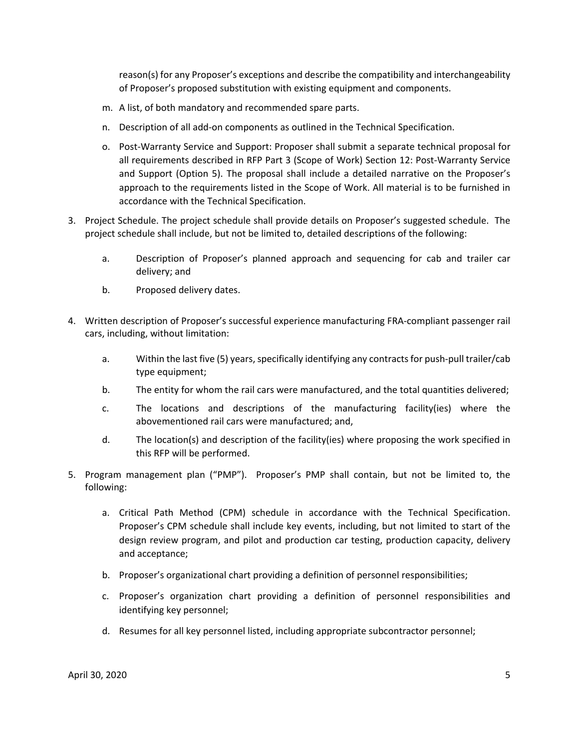reason(s) for any Proposer's exceptions and describe the compatibility and interchangeability of Proposer's proposed substitution with existing equipment and components.

m. A list, of both mandatory and recommended spare parts.

n. Description of all add-on components as outlined in the Technical Specification.

o. Post-Warranty Service and Support: Proposer shall submit a separate technical proposal for all requirements described in RFP Part 3 (Scope of Work) Section 12: Post-Warranty Service and Support (Option 5). The proposal shall include a detailed narrative on the Proposer's approach to the requirements listed in the Scope of Work. All material is to be furnished in accordance with the Technical Specification.

3. Project Schedule. The project schedule shall provide details on Proposer's suggested schedule. The project schedule shall include, but not be limited to, detailed descriptions of the following:

   a. Description of Proposer's planned approach and sequencing for cab and trailer car delivery; and

   b. Proposed delivery dates.

4. Written description of Proposer's successful experience manufacturing FRA-compliant passenger rail cars, including, without limitation:

   a. Within the last five (5) years, specifically identifying any contracts for push-pull trailer/cab type equipment;

   b. The entity for whom the rail cars were manufactured, and the total quantities delivered;

   c. The locations and descriptions of the manufacturing facility(ies) where the abovementioned rail cars were manufactured; and,

   d. The location(s) and description of the facility(ies) where proposing the work specified in this RFP will be performed.

5. Program management plan ("PMP"). Proposer's PMP shall contain, but not be limited to, the following:

   a. Critical Path Method (CPM) schedule in accordance with the Technical Specification. Proposer's CPM schedule shall include key events, including, but not limited to start of the design review program, and pilot and production car testing, production capacity, delivery and acceptance;

   b. Proposer's organizational chart providing a definition of personnel responsibilities;

   c. Proposer's organization chart providing a definition of personnel responsibilities and identifying key personnel;

   d. Resumes for all key personnel listed, including appropriate subcontractor personnel;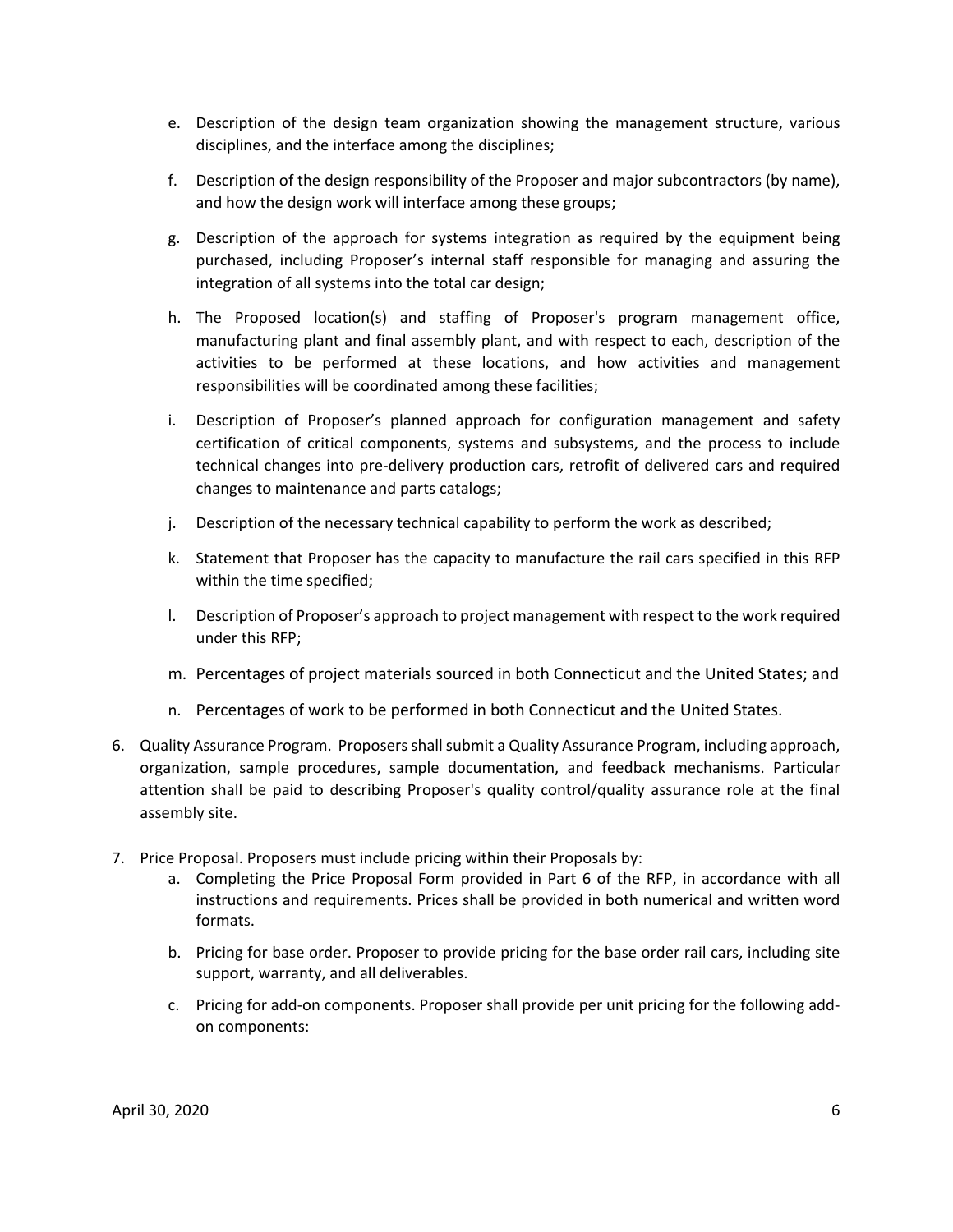e. Description of the design team organization showing the management structure, various disciplines, and the interface among the disciplines;

f. Description of the design responsibility of the Proposer and major subcontractors (by name), and how the design work will interface among these groups;

g. Description of the approach for systems integration as required by the equipment being purchased, including Proposer's internal staff responsible for managing and assuring the integration of all systems into the total car design;

h. The Proposed location(s) and staffing of Proposer's program management office, manufacturing plant and final assembly plant, and with respect to each, description of the activities to be performed at these locations, and how activities and management responsibilities will be coordinated among these facilities;

i. Description of Proposer's planned approach for configuration management and safety certification of critical components, systems and subsystems, and the process to include technical changes into pre-delivery production cars, retrofit of delivered cars and required changes to maintenance and parts catalogs;

j. Description of the necessary technical capability to perform the work as described;

k. Statement that Proposer has the capacity to manufacture the rail cars specified in this RFP within the time specified;

l. Description of Proposer's approach to project management with respect to the work required under this RFP;

m. Percentages of project materials sourced in both Connecticut and the United States; and

n. Percentages of work to be performed in both Connecticut and the United States.

6. Quality Assurance Program. Proposers shall submit a Quality Assurance Program, including approach, organization, sample procedures, sample documentation, and feedback mechanisms. Particular attention shall be paid to describing Proposer's quality control/quality assurance role at the final assembly site.

7. Price Proposal. Proposers must include pricing within their Proposals by:
   a. Completing the Price Proposal Form provided in Part 6 of the RFP, in accordance with all instructions and requirements. Prices shall be provided in both numerical and written word formats.

   b. Pricing for base order. Proposer to provide pricing for the base order rail cars, including site support, warranty, and all deliverables.

   c. Pricing for add-on components. Proposer shall provide per unit pricing for the following add-on components: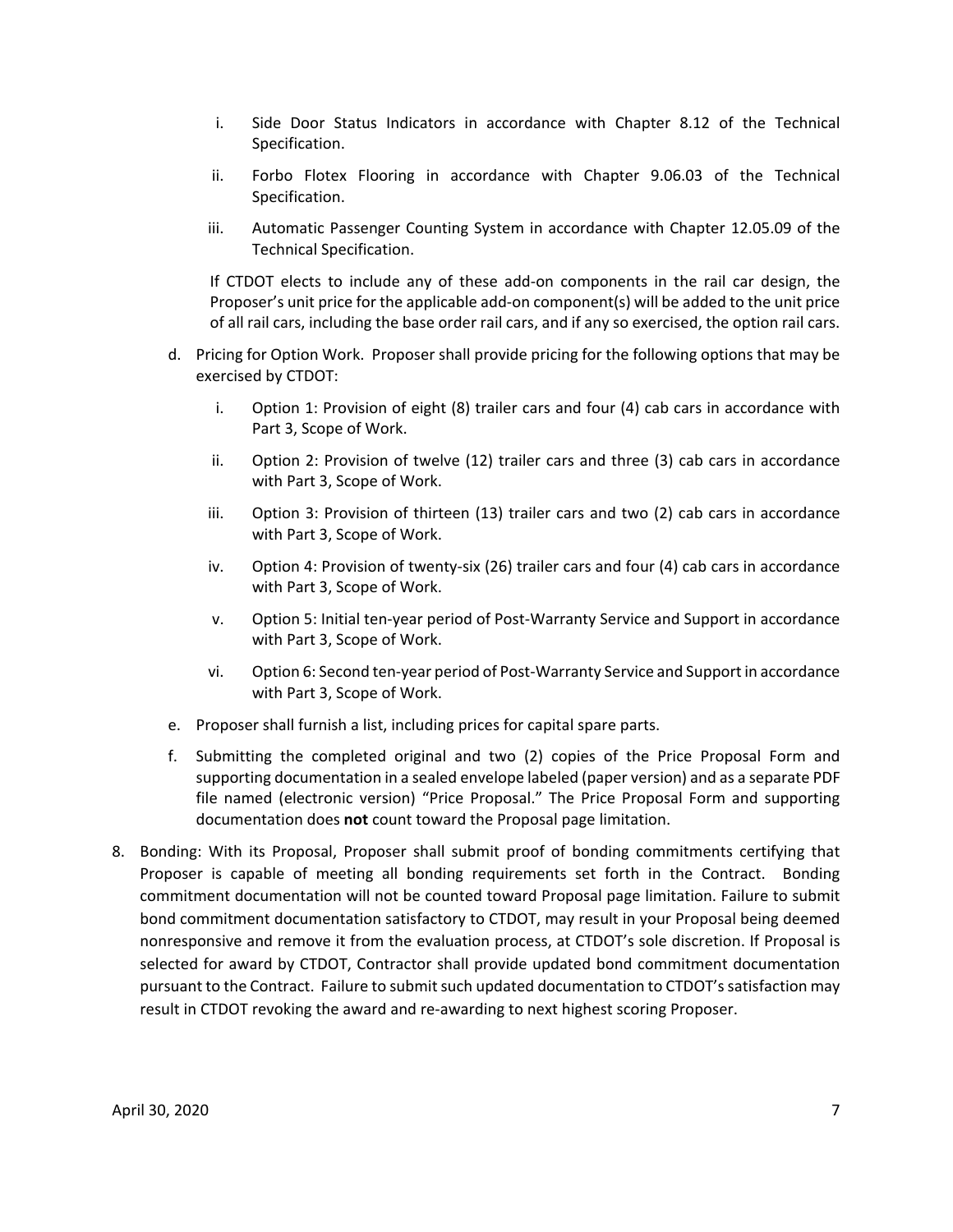i. Side Door Status Indicators in accordance with Chapter 8.12 of the Technical Specification.

   ii. Forbo Flotex Flooring in accordance with Chapter 9.06.03 of the Technical Specification.

   iii. Automatic Passenger Counting System in accordance with Chapter 12.05.09 of the Technical Specification.

   If CTDOT elects to include any of these add-on components in the rail car design, the Proposer's unit price for the applicable add-on component(s) will be added to the unit price of all rail cars, including the base order rail cars, and if any so exercised, the option rail cars.

   d. Pricing for Option Work. Proposer shall provide pricing for the following options that may be exercised by CTDOT:

      i. Option 1: Provision of eight (8) trailer cars and four (4) cab cars in accordance with Part 3, Scope of Work.

      ii. Option 2: Provision of twelve (12) trailer cars and three (3) cab cars in accordance with Part 3, Scope of Work.

      iii. Option 3: Provision of thirteen (13) trailer cars and two (2) cab cars in accordance with Part 3, Scope of Work.

      iv. Option 4: Provision of twenty-six (26) trailer cars and four (4) cab cars in accordance with Part 3, Scope of Work.

      v. Option 5: Initial ten-year period of Post-Warranty Service and Support in accordance with Part 3, Scope of Work.

      vi. Option 6: Second ten-year period of Post-Warranty Service and Support in accordance with Part 3, Scope of Work.

   e. Proposer shall furnish a list, including prices for capital spare parts.

   f. Submitting the completed original and two (2) copies of the Price Proposal Form and supporting documentation in a sealed envelope labeled (paper version) and as a separate PDF file named (electronic version) "Price Proposal." The Price Proposal Form and supporting documentation does **not** count toward the Proposal page limitation.

8. Bonding: With its Proposal, Proposer shall submit proof of bonding commitments certifying that Proposer is capable of meeting all bonding requirements set forth in the Contract. Bonding commitment documentation will not be counted toward Proposal page limitation. Failure to submit bond commitment documentation satisfactory to CTDOT, may result in your Proposal being deemed nonresponsive and remove it from the evaluation process, at CTDOT's sole discretion. If Proposal is selected for award by CTDOT, Contractor shall provide updated bond commitment documentation pursuant to the Contract. Failure to submit such updated documentation to CTDOT's satisfaction may result in CTDOT revoking the award and re-awarding to next highest scoring Proposer.

April 30, 2020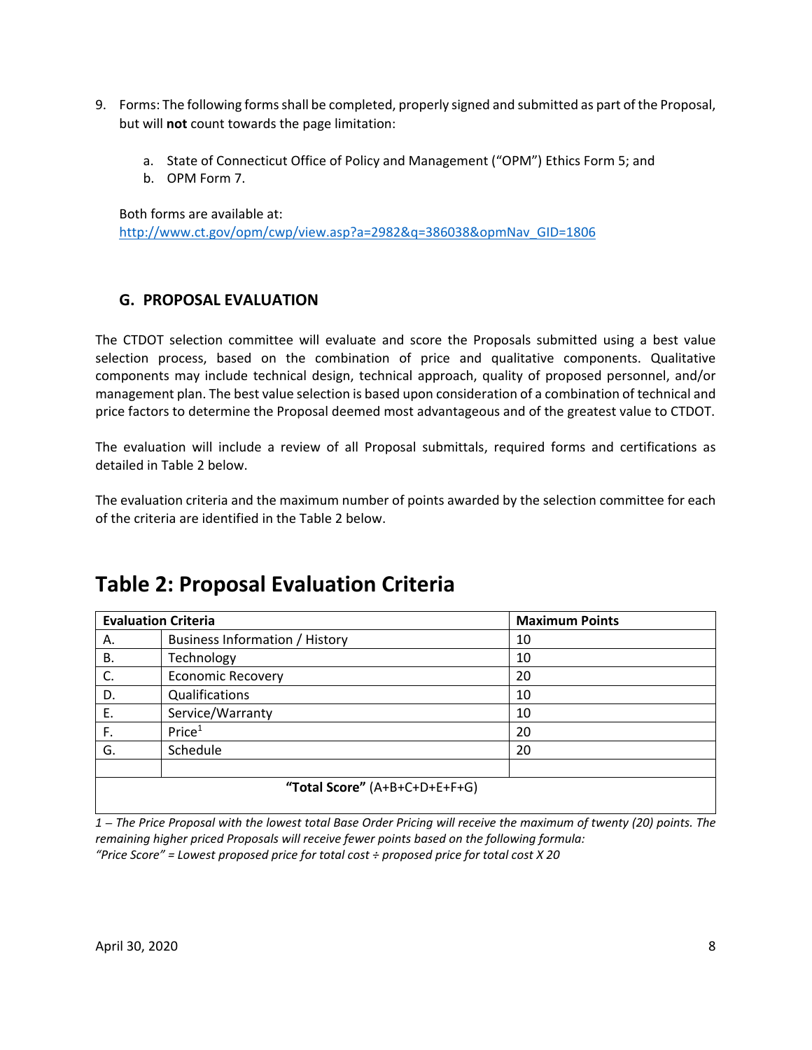9. Forms: The following forms shall be completed, properly signed and submitted as part of the Proposal, but will **not** count towards the page limitation:

   a. State of Connecticut Office of Policy and Management ("OPM") Ethics Form 5; and
   b. OPM Form 7.

   Both forms are available at:
   http://www.ct.gov/opm/cwp/view.asp?a=2982&q=386038&opmNav_GID=1806

## G. PROPOSAL EVALUATION

The CTDOT selection committee will evaluate and score the Proposals submitted using a best value selection process, based on the combination of price and qualitative components. Qualitative components may include technical design, technical approach, quality of proposed personnel, and/or management plan. The best value selection is based upon consideration of a combination of technical and price factors to determine the Proposal deemed most advantageous and of the greatest value to CTDOT.

The evaluation will include a review of all Proposal submittals, required forms and certifications as detailed in Table 2 below.

The evaluation criteria and the maximum number of points awarded by the selection committee for each of the criteria are identified in the Table 2 below.

# Table 2: Proposal Evaluation Criteria

| **Evaluation Criteria** | | **Maximum Points** |
|---|---|---|
| A. | Business Information / History | 10 |
| B. | Technology | 10 |
| C. | Economic Recovery | 20 |
| D. | Qualifications | 10 |
| E. | Service/Warranty | 10 |
| F. | Price[1] | 20 |
| G. | Schedule | 20 |
| | | |
| **"Total Score"** (A+B+C+D+E+F+G) | | |

*1 – The Price Proposal with the lowest total Base Order Pricing will receive the maximum of twenty (20) points. The remaining higher priced Proposals will receive fewer points based on the following formula:*
*"Price Score" = Lowest proposed price for total cost ÷ proposed price for total cost X 20*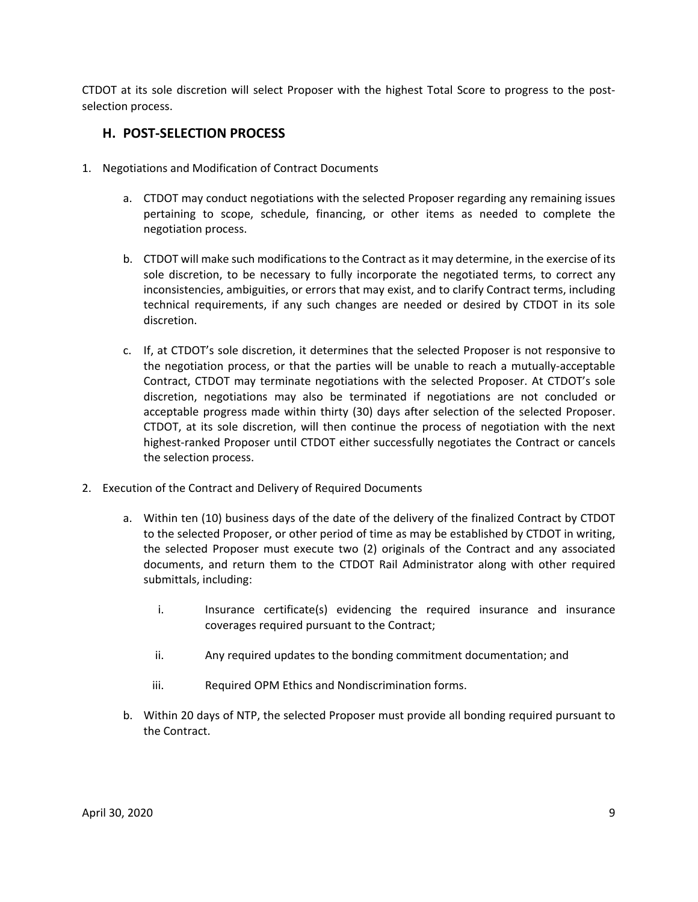CTDOT at its sole discretion will select Proposer with the highest Total Score to progress to the post-selection process.

## H. POST-SELECTION PROCESS

1. Negotiations and Modification of Contract Documents

   a. CTDOT may conduct negotiations with the selected Proposer regarding any remaining issues pertaining to scope, schedule, financing, or other items as needed to complete the negotiation process.

   b. CTDOT will make such modifications to the Contract as it may determine, in the exercise of its sole discretion, to be necessary to fully incorporate the negotiated terms, to correct any inconsistencies, ambiguities, or errors that may exist, and to clarify Contract terms, including technical requirements, if any such changes are needed or desired by CTDOT in its sole discretion.

   c. If, at CTDOT's sole discretion, it determines that the selected Proposer is not responsive to the negotiation process, or that the parties will be unable to reach a mutually-acceptable Contract, CTDOT may terminate negotiations with the selected Proposer. At CTDOT's sole discretion, negotiations may also be terminated if negotiations are not concluded or acceptable progress made within thirty (30) days after selection of the selected Proposer. CTDOT, at its sole discretion, will then continue the process of negotiation with the next highest-ranked Proposer until CTDOT either successfully negotiates the Contract or cancels the selection process.

2. Execution of the Contract and Delivery of Required Documents

   a. Within ten (10) business days of the date of the delivery of the finalized Contract by CTDOT to the selected Proposer, or other period of time as may be established by CTDOT in writing, the selected Proposer must execute two (2) originals of the Contract and any associated documents, and return them to the CTDOT Rail Administrator along with other required submittals, including:

      i. Insurance certificate(s) evidencing the required insurance and insurance coverages required pursuant to the Contract;

      ii. Any required updates to the bonding commitment documentation; and

      iii. Required OPM Ethics and Nondiscrimination forms.

   b. Within 20 days of NTP, the selected Proposer must provide all bonding required pursuant to the Contract.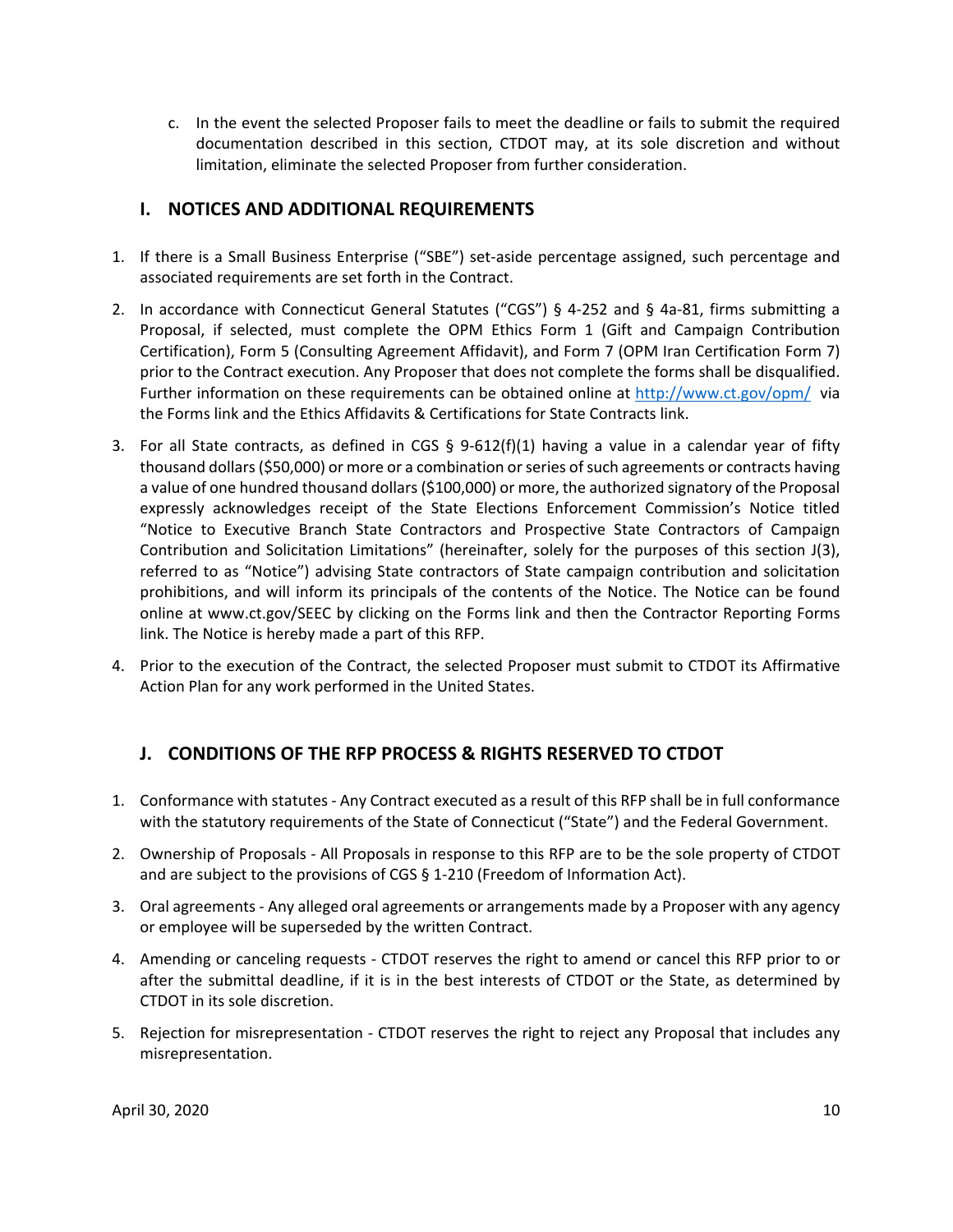c. In the event the selected Proposer fails to meet the deadline or fails to submit the required documentation described in this section, CTDOT may, at its sole discretion and without limitation, eliminate the selected Proposer from further consideration.

## I. NOTICES AND ADDITIONAL REQUIREMENTS

1. If there is a Small Business Enterprise ("SBE") set-aside percentage assigned, such percentage and associated requirements are set forth in the Contract.
2. In accordance with Connecticut General Statutes ("CGS") § 4-252 and § 4a-81, firms submitting a Proposal, if selected, must complete the OPM Ethics Form 1 (Gift and Campaign Contribution Certification), Form 5 (Consulting Agreement Affidavit), and Form 7 (OPM Iran Certification Form 7) prior to the Contract execution. Any Proposer that does not complete the forms shall be disqualified. Further information on these requirements can be obtained online at [http://www.ct.gov/opm/](http://www.ct.gov/opm/) via the Forms link and the Ethics Affidavits & Certifications for State Contracts link.
3. For all State contracts, as defined in CGS § 9-612(f)(1) having a value in a calendar year of fifty thousand dollars ($50,000) or more or a combination or series of such agreements or contracts having a value of one hundred thousand dollars ($100,000) or more, the authorized signatory of the Proposal expressly acknowledges receipt of the State Elections Enforcement Commission's Notice titled "Notice to Executive Branch State Contractors and Prospective State Contractors of Campaign Contribution and Solicitation Limitations" (hereinafter, solely for the purposes of this section J(3), referred to as "Notice") advising State contractors of State campaign contribution and solicitation prohibitions, and will inform its principals of the contents of the Notice. The Notice can be found online at www.ct.gov/SEEC by clicking on the Forms link and then the Contractor Reporting Forms link. The Notice is hereby made a part of this RFP.
4. Prior to the execution of the Contract, the selected Proposer must submit to CTDOT its Affirmative Action Plan for any work performed in the United States.

## J. CONDITIONS OF THE RFP PROCESS & RIGHTS RESERVED TO CTDOT

1. Conformance with statutes - Any Contract executed as a result of this RFP shall be in full conformance with the statutory requirements of the State of Connecticut ("State") and the Federal Government.
2. Ownership of Proposals - All Proposals in response to this RFP are to be the sole property of CTDOT and are subject to the provisions of CGS § 1-210 (Freedom of Information Act).
3. Oral agreements - Any alleged oral agreements or arrangements made by a Proposer with any agency or employee will be superseded by the written Contract.
4. Amending or canceling requests - CTDOT reserves the right to amend or cancel this RFP prior to or after the submittal deadline, if it is in the best interests of CTDOT or the State, as determined by CTDOT in its sole discretion.
5. Rejection for misrepresentation - CTDOT reserves the right to reject any Proposal that includes any misrepresentation.

April 30, 2020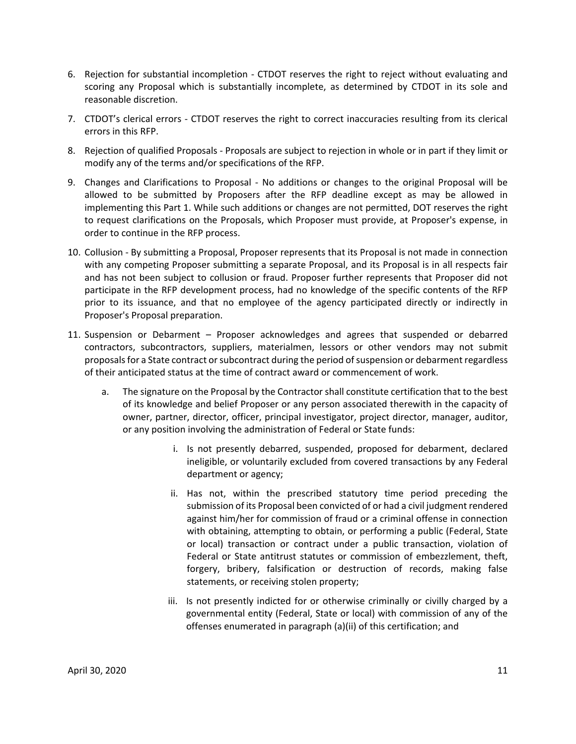6. Rejection for substantial incompletion - CTDOT reserves the right to reject without evaluating and scoring any Proposal which is substantially incomplete, as determined by CTDOT in its sole and reasonable discretion.

7. CTDOT's clerical errors - CTDOT reserves the right to correct inaccuracies resulting from its clerical errors in this RFP.

8. Rejection of qualified Proposals - Proposals are subject to rejection in whole or in part if they limit or modify any of the terms and/or specifications of the RFP.

9. Changes and Clarifications to Proposal - No additions or changes to the original Proposal will be allowed to be submitted by Proposers after the RFP deadline except as may be allowed in implementing this Part 1. While such additions or changes are not permitted, DOT reserves the right to request clarifications on the Proposals, which Proposer must provide, at Proposer's expense, in order to continue in the RFP process.

10. Collusion - By submitting a Proposal, Proposer represents that its Proposal is not made in connection with any competing Proposer submitting a separate Proposal, and its Proposal is in all respects fair and has not been subject to collusion or fraud. Proposer further represents that Proposer did not participate in the RFP development process, had no knowledge of the specific contents of the RFP prior to its issuance, and that no employee of the agency participated directly or indirectly in Proposer's Proposal preparation.

11. Suspension or Debarment – Proposer acknowledges and agrees that suspended or debarred contractors, subcontractors, suppliers, materialmen, lessors or other vendors may not submit proposals for a State contract or subcontract during the period of suspension or debarment regardless of their anticipated status at the time of contract award or commencement of work.

    a. The signature on the Proposal by the Contractor shall constitute certification that to the best of its knowledge and belief Proposer or any person associated therewith in the capacity of owner, partner, director, officer, principal investigator, project director, manager, auditor, or any position involving the administration of Federal or State funds:

        i. Is not presently debarred, suspended, proposed for debarment, declared ineligible, or voluntarily excluded from covered transactions by any Federal department or agency;

        ii. Has not, within the prescribed statutory time period preceding the submission of its Proposal been convicted of or had a civil judgment rendered against him/her for commission of fraud or a criminal offense in connection with obtaining, attempting to obtain, or performing a public (Federal, State or local) transaction or contract under a public transaction, violation of Federal or State antitrust statutes or commission of embezzlement, theft, forgery, bribery, falsification or destruction of records, making false statements, or receiving stolen property;

        iii. Is not presently indicted for or otherwise criminally or civilly charged by a governmental entity (Federal, State or local) with commission of any of the offenses enumerated in paragraph (a)(ii) of this certification; and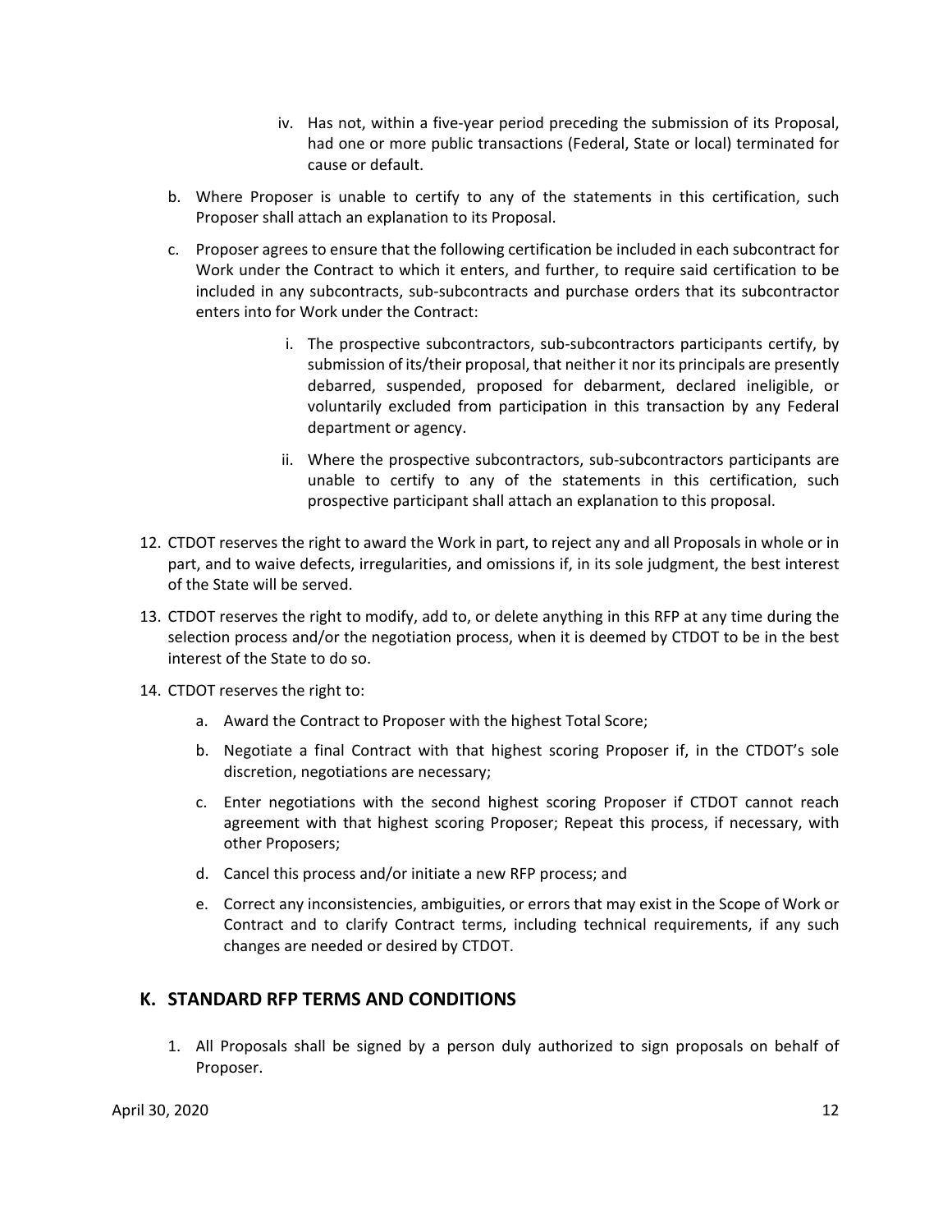iv. Has not, within a five-year period preceding the submission of its Proposal, had one or more public transactions (Federal, State or local) terminated for cause or default.

b. Where Proposer is unable to certify to any of the statements in this certification, such Proposer shall attach an explanation to its Proposal.

c. Proposer agrees to ensure that the following certification be included in each subcontract for Work under the Contract to which it enters, and further, to require said certification to be included in any subcontracts, sub-subcontracts and purchase orders that its subcontractor enters into for Work under the Contract:

   i. The prospective subcontractors, sub-subcontractors participants certify, by submission of its/their proposal, that neither it nor its principals are presently debarred, suspended, proposed for debarment, declared ineligible, or voluntarily excluded from participation in this transaction by any Federal department or agency.

   ii. Where the prospective subcontractors, sub-subcontractors participants are unable to certify to any of the statements in this certification, such prospective participant shall attach an explanation to this proposal.

12. CTDOT reserves the right to award the Work in part, to reject any and all Proposals in whole or in part, and to waive defects, irregularities, and omissions if, in its sole judgment, the best interest of the State will be served.

13. CTDOT reserves the right to modify, add to, or delete anything in this RFP at any time during the selection process and/or the negotiation process, when it is deemed by CTDOT to be in the best interest of the State to do so.

14. CTDOT reserves the right to:

    a. Award the Contract to Proposer with the highest Total Score;

    b. Negotiate a final Contract with that highest scoring Proposer if, in the CTDOT's sole discretion, negotiations are necessary;

    c. Enter negotiations with the second highest scoring Proposer if CTDOT cannot reach agreement with that highest scoring Proposer; Repeat this process, if necessary, with other Proposers;

    d. Cancel this process and/or initiate a new RFP process; and

    e. Correct any inconsistencies, ambiguities, or errors that may exist in the Scope of Work or Contract and to clarify Contract terms, including technical requirements, if any such changes are needed or desired by CTDOT.

## K. STANDARD RFP TERMS AND CONDITIONS

1. All Proposals shall be signed by a person duly authorized to sign proposals on behalf of Proposer.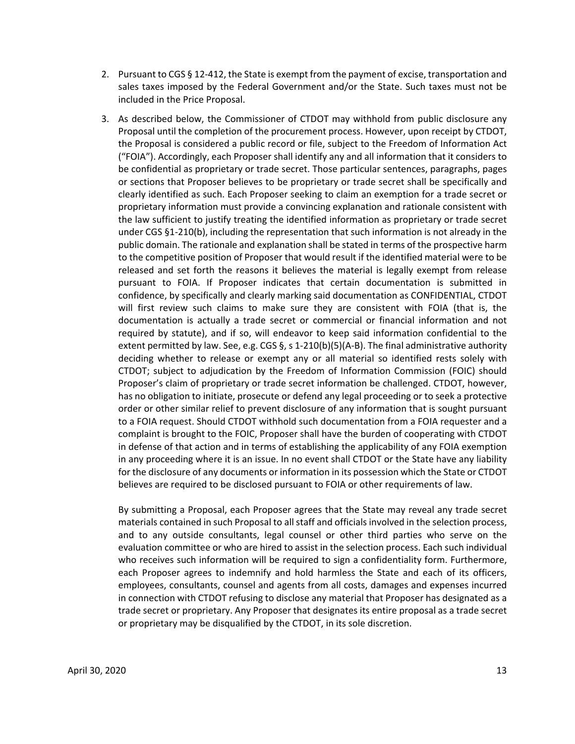2. Pursuant to CGS § 12-412, the State is exempt from the payment of excise, transportation and sales taxes imposed by the Federal Government and/or the State. Such taxes must not be included in the Price Proposal.

3. As described below, the Commissioner of CTDOT may withhold from public disclosure any Proposal until the completion of the procurement process. However, upon receipt by CTDOT, the Proposal is considered a public record or file, subject to the Freedom of Information Act ("FOIA"). Accordingly, each Proposer shall identify any and all information that it considers to be confidential as proprietary or trade secret. Those particular sentences, paragraphs, pages or sections that Proposer believes to be proprietary or trade secret shall be specifically and clearly identified as such. Each Proposer seeking to claim an exemption for a trade secret or proprietary information must provide a convincing explanation and rationale consistent with the law sufficient to justify treating the identified information as proprietary or trade secret under CGS §1-210(b), including the representation that such information is not already in the public domain. The rationale and explanation shall be stated in terms of the prospective harm to the competitive position of Proposer that would result if the identified material were to be released and set forth the reasons it believes the material is legally exempt from release pursuant to FOIA. If Proposer indicates that certain documentation is submitted in confidence, by specifically and clearly marking said documentation as CONFIDENTIAL, CTDOT will first review such claims to make sure they are consistent with FOIA (that is, the documentation is actually a trade secret or commercial or financial information and not required by statute), and if so, will endeavor to keep said information confidential to the extent permitted by law. See, e.g. CGS §, s 1-210(b)(5)(A-B). The final administrative authority deciding whether to release or exempt any or all material so identified rests solely with CTDOT; subject to adjudication by the Freedom of Information Commission (FOIC) should Proposer's claim of proprietary or trade secret information be challenged. CTDOT, however, has no obligation to initiate, prosecute or defend any legal proceeding or to seek a protective order or other similar relief to prevent disclosure of any information that is sought pursuant to a FOIA request. Should CTDOT withhold such documentation from a FOIA requester and a complaint is brought to the FOIC, Proposer shall have the burden of cooperating with CTDOT in defense of that action and in terms of establishing the applicability of any FOIA exemption in any proceeding where it is an issue. In no event shall CTDOT or the State have any liability for the disclosure of any documents or information in its possession which the State or CTDOT believes are required to be disclosed pursuant to FOIA or other requirements of law.

   By submitting a Proposal, each Proposer agrees that the State may reveal any trade secret materials contained in such Proposal to all staff and officials involved in the selection process, and to any outside consultants, legal counsel or other third parties who serve on the evaluation committee or who are hired to assist in the selection process. Each such individual who receives such information will be required to sign a confidentiality form. Furthermore, each Proposer agrees to indemnify and hold harmless the State and each of its officers, employees, consultants, counsel and agents from all costs, damages and expenses incurred in connection with CTDOT refusing to disclose any material that Proposer has designated as a trade secret or proprietary. Any Proposer that designates its entire proposal as a trade secret or proprietary may be disqualified by the CTDOT, in its sole discretion.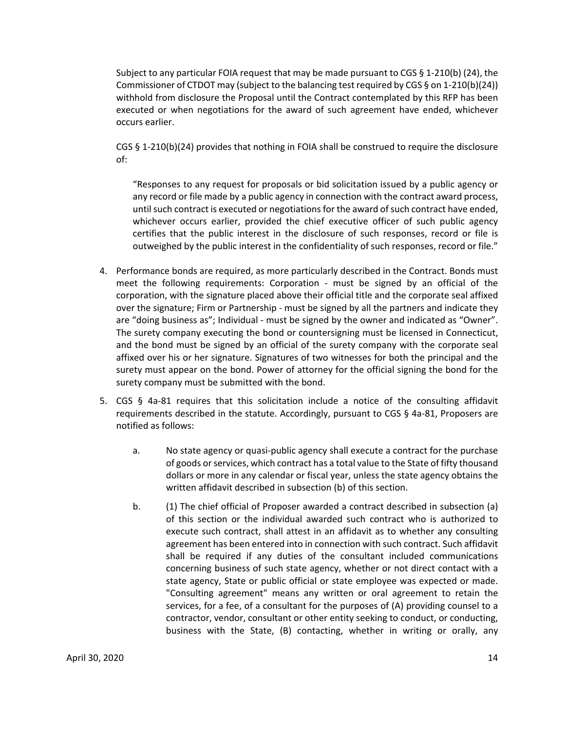Subject to any particular FOIA request that may be made pursuant to CGS § 1-210(b) (24), the Commissioner of CTDOT may (subject to the balancing test required by CGS § on 1-210(b)(24)) withhold from disclosure the Proposal until the Contract contemplated by this RFP has been executed or when negotiations for the award of such agreement have ended, whichever occurs earlier.

CGS § 1-210(b)(24) provides that nothing in FOIA shall be construed to require the disclosure of:

> "Responses to any request for proposals or bid solicitation issued by a public agency or any record or file made by a public agency in connection with the contract award process, until such contract is executed or negotiations for the award of such contract have ended, whichever occurs earlier, provided the chief executive officer of such public agency certifies that the public interest in the disclosure of such responses, record or file is outweighed by the public interest in the confidentiality of such responses, record or file."

4. Performance bonds are required, as more particularly described in the Contract. Bonds must meet the following requirements: Corporation - must be signed by an official of the corporation, with the signature placed above their official title and the corporate seal affixed over the signature; Firm or Partnership - must be signed by all the partners and indicate they are "doing business as"; Individual - must be signed by the owner and indicated as "Owner". The surety company executing the bond or countersigning must be licensed in Connecticut, and the bond must be signed by an official of the surety company with the corporate seal affixed over his or her signature. Signatures of two witnesses for both the principal and the surety must appear on the bond. Power of attorney for the official signing the bond for the surety company must be submitted with the bond.

5. CGS § 4a-81 requires that this solicitation include a notice of the consulting affidavit requirements described in the statute. Accordingly, pursuant to CGS § 4a-81, Proposers are notified as follows:

   a. No state agency or quasi-public agency shall execute a contract for the purchase of goods or services, which contract has a total value to the State of fifty thousand dollars or more in any calendar or fiscal year, unless the state agency obtains the written affidavit described in subsection (b) of this section.

   b. (1) The chief official of Proposer awarded a contract described in subsection (a) of this section or the individual awarded such contract who is authorized to execute such contract, shall attest in an affidavit as to whether any consulting agreement has been entered into in connection with such contract. Such affidavit shall be required if any duties of the consultant included communications concerning business of such state agency, whether or not direct contact with a state agency, State or public official or state employee was expected or made. "Consulting agreement" means any written or oral agreement to retain the services, for a fee, of a consultant for the purposes of (A) providing counsel to a contractor, vendor, consultant or other entity seeking to conduct, or conducting, business with the State, (B) contacting, whether in writing or orally, any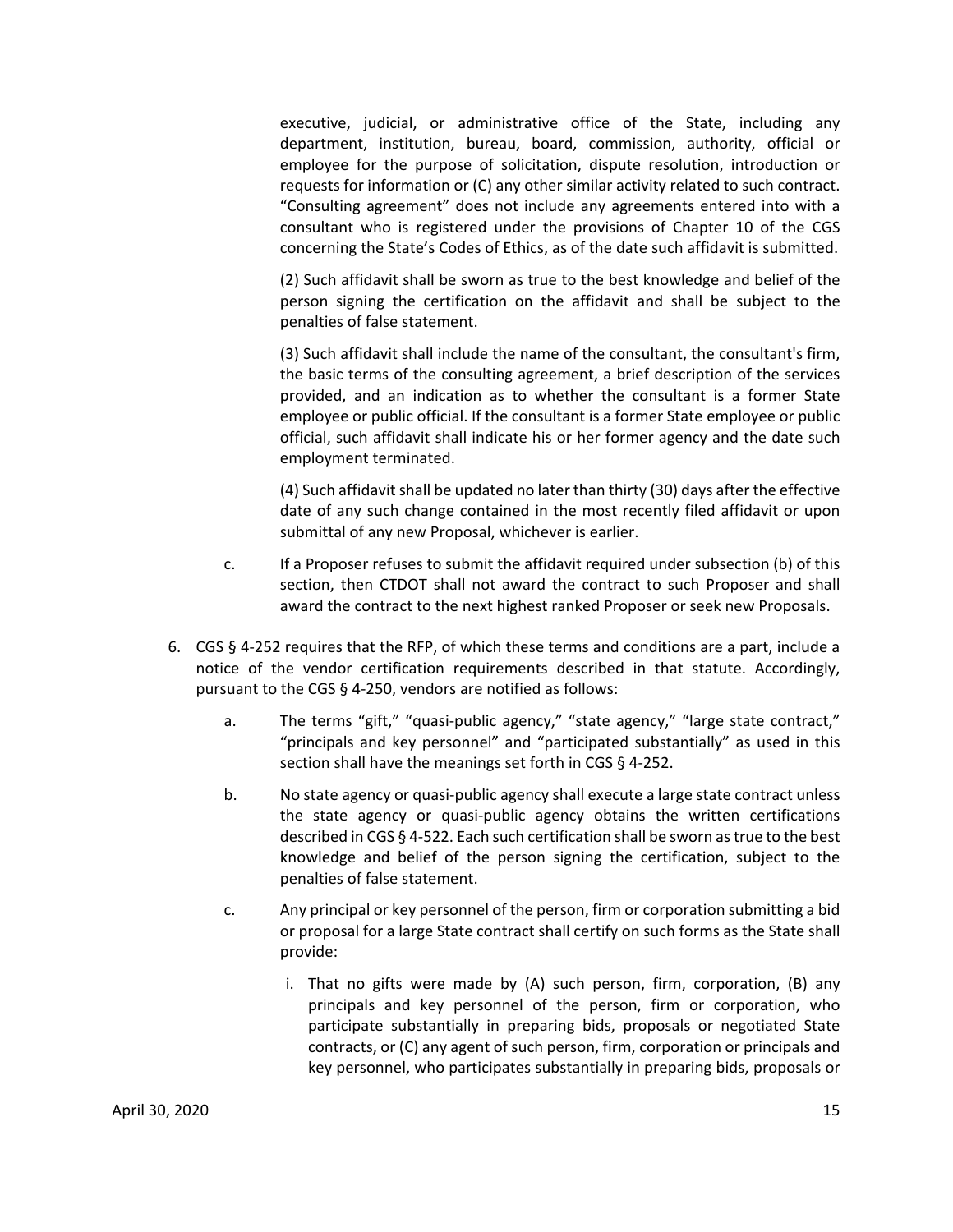executive, judicial, or administrative office of the State, including any department, institution, bureau, board, commission, authority, official or employee for the purpose of solicitation, dispute resolution, introduction or requests for information or (C) any other similar activity related to such contract. "Consulting agreement" does not include any agreements entered into with a consultant who is registered under the provisions of Chapter 10 of the CGS concerning the State's Codes of Ethics, as of the date such affidavit is submitted.

(2) Such affidavit shall be sworn as true to the best knowledge and belief of the person signing the certification on the affidavit and shall be subject to the penalties of false statement.

(3) Such affidavit shall include the name of the consultant, the consultant's firm, the basic terms of the consulting agreement, a brief description of the services provided, and an indication as to whether the consultant is a former State employee or public official. If the consultant is a former State employee or public official, such affidavit shall indicate his or her former agency and the date such employment terminated.

(4) Such affidavit shall be updated no later than thirty (30) days after the effective date of any such change contained in the most recently filed affidavit or upon submittal of any new Proposal, whichever is earlier.

c. If a Proposer refuses to submit the affidavit required under subsection (b) of this section, then CTDOT shall not award the contract to such Proposer and shall award the contract to the next highest ranked Proposer or seek new Proposals.

6. CGS § 4-252 requires that the RFP, of which these terms and conditions are a part, include a notice of the vendor certification requirements described in that statute. Accordingly, pursuant to the CGS § 4-250, vendors are notified as follows:

   a. The terms "gift," "quasi-public agency," "state agency," "large state contract," "principals and key personnel" and "participated substantially" as used in this section shall have the meanings set forth in CGS § 4-252.

   b. No state agency or quasi-public agency shall execute a large state contract unless the state agency or quasi-public agency obtains the written certifications described in CGS § 4-522. Each such certification shall be sworn as true to the best knowledge and belief of the person signing the certification, subject to the penalties of false statement.

   c. Any principal or key personnel of the person, firm or corporation submitting a bid or proposal for a large State contract shall certify on such forms as the State shall provide:

      i. That no gifts were made by (A) such person, firm, corporation, (B) any principals and key personnel of the person, firm or corporation, who participate substantially in preparing bids, proposals or negotiated State contracts, or (C) any agent of such person, firm, corporation or principals and key personnel, who participates substantially in preparing bids, proposals or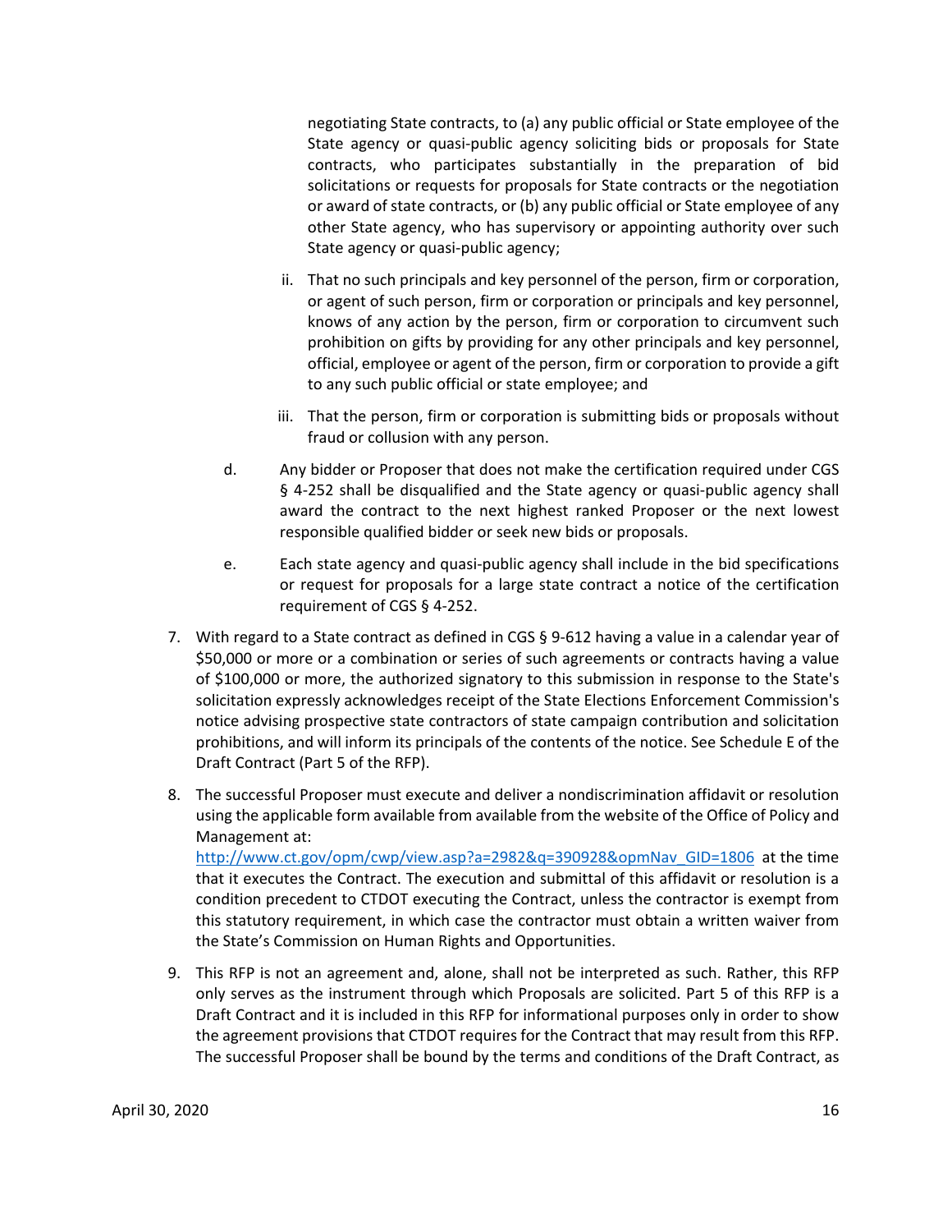negotiating State contracts, to (a) any public official or State employee of the State agency or quasi-public agency soliciting bids or proposals for State contracts, who participates substantially in the preparation of bid solicitations or requests for proposals for State contracts or the negotiation or award of state contracts, or (b) any public official or State employee of any other State agency, who has supervisory or appointing authority over such State agency or quasi-public agency;

ii. That no such principals and key personnel of the person, firm or corporation, or agent of such person, firm or corporation or principals and key personnel, knows of any action by the person, firm or corporation to circumvent such prohibition on gifts by providing for any other principals and key personnel, official, employee or agent of the person, firm or corporation to provide a gift to any such public official or state employee; and

iii. That the person, firm or corporation is submitting bids or proposals without fraud or collusion with any person.

d. Any bidder or Proposer that does not make the certification required under CGS § 4-252 shall be disqualified and the State agency or quasi-public agency shall award the contract to the next highest ranked Proposer or the next lowest responsible qualified bidder or seek new bids or proposals.

e. Each state agency and quasi-public agency shall include in the bid specifications or request for proposals for a large state contract a notice of the certification requirement of CGS § 4-252.

7. With regard to a State contract as defined in CGS § 9-612 having a value in a calendar year of $50,000 or more or a combination or series of such agreements or contracts having a value of $100,000 or more, the authorized signatory to this submission in response to the State's solicitation expressly acknowledges receipt of the State Elections Enforcement Commission's notice advising prospective state contractors of state campaign contribution and solicitation prohibitions, and will inform its principals of the contents of the notice. See Schedule E of the Draft Contract (Part 5 of the RFP).

8. The successful Proposer must execute and deliver a nondiscrimination affidavit or resolution using the applicable form available from available from the website of the Office of Policy and Management at: http://www.ct.gov/opm/cwp/view.asp?a=2982&q=390928&opmNav_GID=1806 at the time that it executes the Contract. The execution and submittal of this affidavit or resolution is a condition precedent to CTDOT executing the Contract, unless the contractor is exempt from this statutory requirement, in which case the contractor must obtain a written waiver from the State's Commission on Human Rights and Opportunities.

9. This RFP is not an agreement and, alone, shall not be interpreted as such. Rather, this RFP only serves as the instrument through which Proposals are solicited. Part 5 of this RFP is a Draft Contract and it is included in this RFP for informational purposes only in order to show the agreement provisions that CTDOT requires for the Contract that may result from this RFP. The successful Proposer shall be bound by the terms and conditions of the Draft Contract, as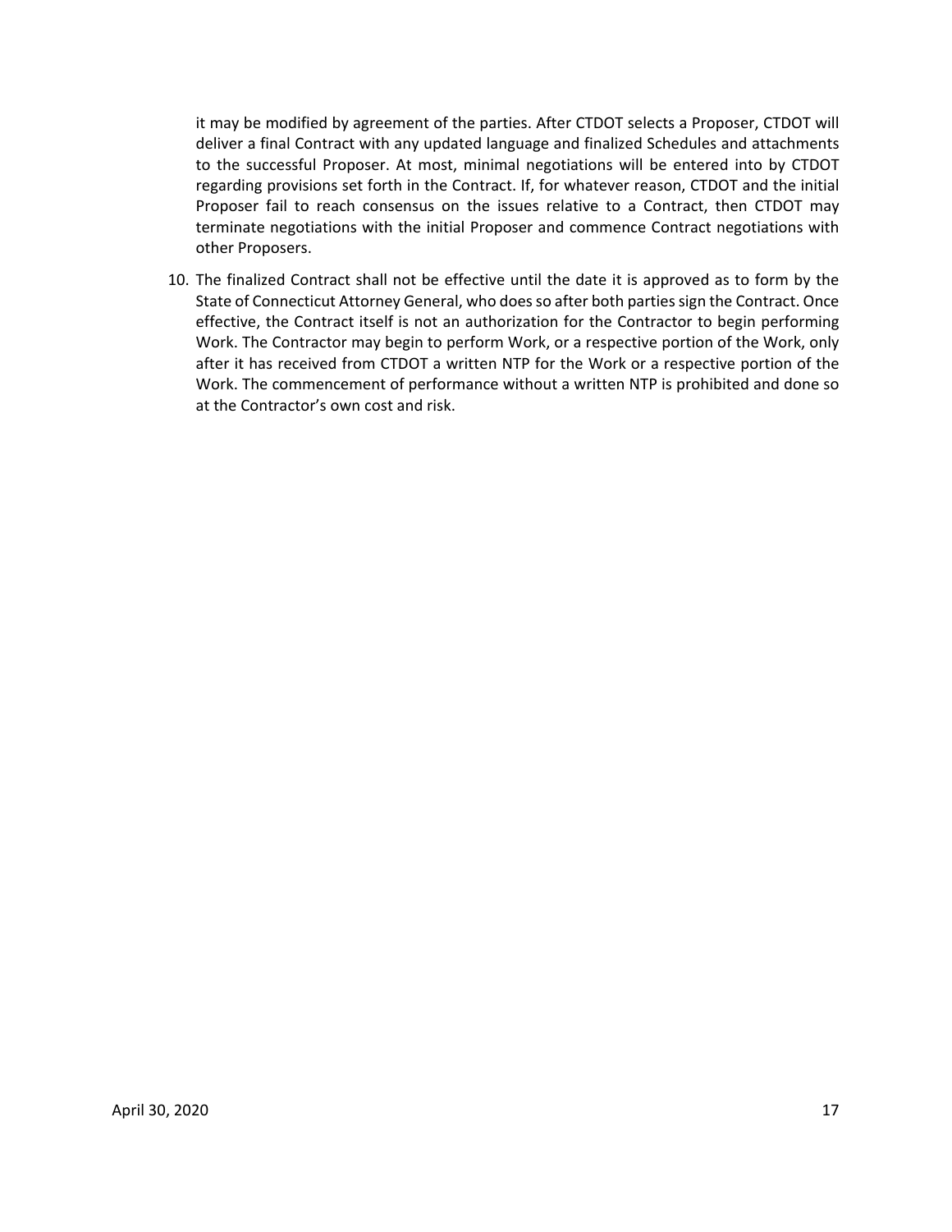it may be modified by agreement of the parties. After CTDOT selects a Proposer, CTDOT will deliver a final Contract with any updated language and finalized Schedules and attachments to the successful Proposer. At most, minimal negotiations will be entered into by CTDOT regarding provisions set forth in the Contract. If, for whatever reason, CTDOT and the initial Proposer fail to reach consensus on the issues relative to a Contract, then CTDOT may terminate negotiations with the initial Proposer and commence Contract negotiations with other Proposers.

10. The finalized Contract shall not be effective until the date it is approved as to form by the State of Connecticut Attorney General, who does so after both parties sign the Contract. Once effective, the Contract itself is not an authorization for the Contractor to begin performing Work. The Contractor may begin to perform Work, or a respective portion of the Work, only after it has received from CTDOT a written NTP for the Work or a respective portion of the Work. The commencement of performance without a written NTP is prohibited and done so at the Contractor's own cost and risk.